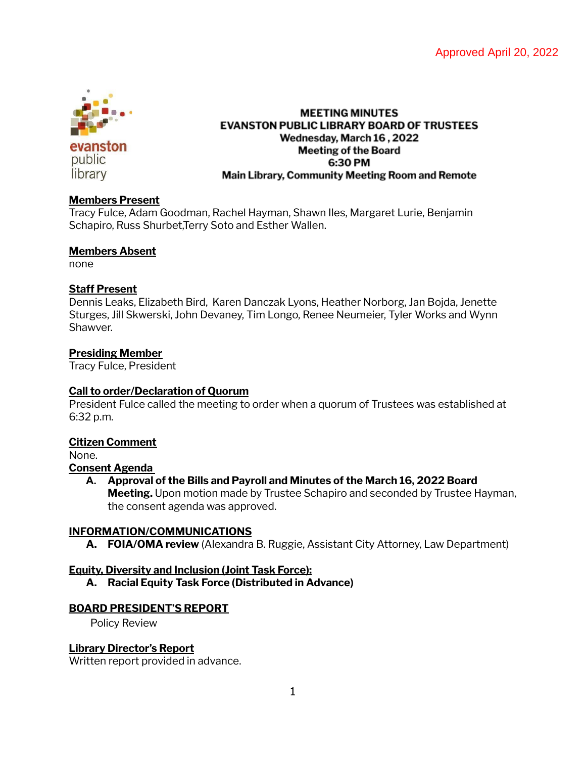Approved April 20, 2022

evanston public library

# MEETING MINUTES
## EVANSTON PUBLIC LIBRARY BOARD OF TRUSTEES
**Wednesday, March 16 , 2022**
**Meeting of the Board**
**6:30 PM**
**Main Library, Community Meeting Room and Remote**

**Members Present**
Tracy Fulce, Adam Goodman, Rachel Hayman, Shawn Iles, Margaret Lurie, Benjamin Schapiro, Russ Shurbet,Terry Soto and Esther Wallen.

**Members Absent**
none

**Staff Present**
Dennis Leaks, Elizabeth Bird, Karen Danczak Lyons, Heather Norborg, Jan Bojda, Jenette Sturges, Jill Skwerski, John Devaney, Tim Longo, Renee Neumeier, Tyler Works and Wynn Shawver.

**Presiding Member**
Tracy Fulce, President

**Call to order/Declaration of Quorum**
President Fulce called the meeting to order when a quorum of Trustees was established at 6:32 p.m.

**Citizen Comment**
None.

**Consent Agenda**

A. **Approval of the Bills and Payroll and Minutes of the March 16, 2022 Board Meeting.** Upon motion made by Trustee Schapiro and seconded by Trustee Hayman, the consent agenda was approved.

**INFORMATION/COMMUNICATIONS**

A. **FOIA/OMA review** (Alexandra B. Ruggie, Assistant City Attorney, Law Department)

**Equity, Diversity and Inclusion (Joint Task Force):**

A. **Racial Equity Task Force (Distributed in Advance)**

**BOARD PRESIDENT'S REPORT**

Policy Review

**Library Director's Report**
Written report provided in advance.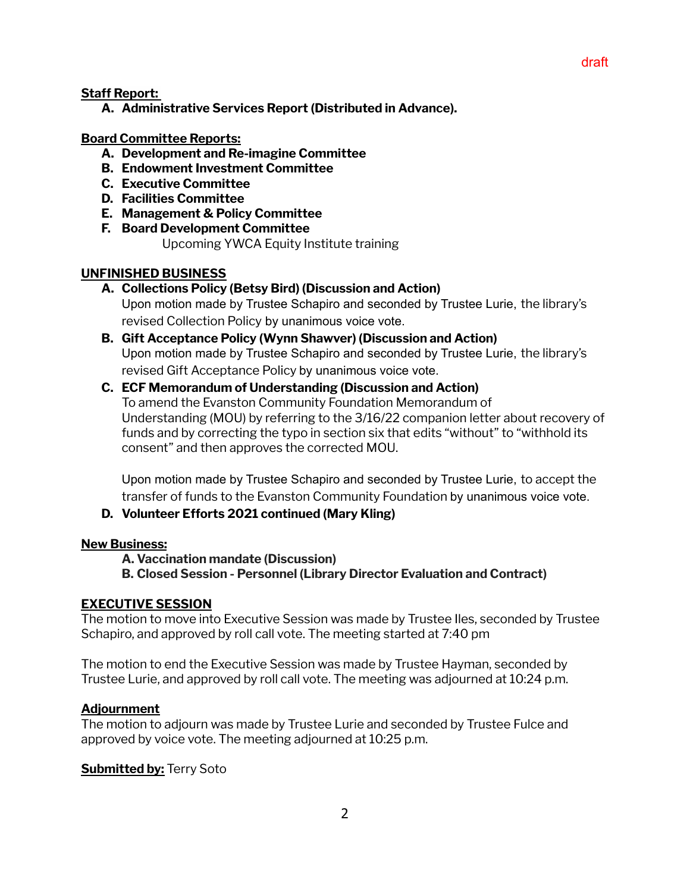draft

**Staff Report:**

A. **Administrative Services Report (Distributed in Advance).**

**Board Committee Reports:**

A. **Development and Re-imagine Committee**
B. **Endowment Investment Committee**
C. **Executive Committee**
D. **Facilities Committee**
E. **Management & Policy Committee**
F. **Board Development Committee**
   Upcoming YWCA Equity Institute training

**UNFINISHED BUSINESS**

A. **Collections Policy (Betsy Bird) (Discussion and Action)**
   Upon motion made by Trustee Schapiro and seconded by Trustee Lurie, the library's revised Collection Policy by unanimous voice vote.
B. **Gift Acceptance Policy (Wynn Shawver) (Discussion and Action)**
   Upon motion made by Trustee Schapiro and seconded by Trustee Lurie, the library's revised Gift Acceptance Policy by unanimous voice vote.
C. **ECF Memorandum of Understanding (Discussion and Action)**
   To amend the Evanston Community Foundation Memorandum of Understanding (MOU) by referring to the 3/16/22 companion letter about recovery of funds and by correcting the typo in section six that edits "without" to "withhold its consent" and then approves the corrected MOU.

   Upon motion made by Trustee Schapiro and seconded by Trustee Lurie, to accept the transfer of funds to the Evanston Community Foundation by unanimous voice vote.
D. **Volunteer Efforts 2021 continued (Mary Kling)**

**New Business:**

**A. Vaccination mandate (Discussion)**
**B. Closed Session - Personnel (Library Director Evaluation and Contract)**

**EXECUTIVE SESSION**

The motion to move into Executive Session was made by Trustee Iles, seconded by Trustee Schapiro, and approved by roll call vote. The meeting started at 7:40 pm

The motion to end the Executive Session was made by Trustee Hayman, seconded by Trustee Lurie, and approved by roll call vote. The meeting was adjourned at 10:24 p.m.

**Adjournment**

The motion to adjourn was made by Trustee Lurie and seconded by Trustee Fulce and approved by voice vote. The meeting adjourned at 10:25 p.m.

**Submitted by:** Terry Soto